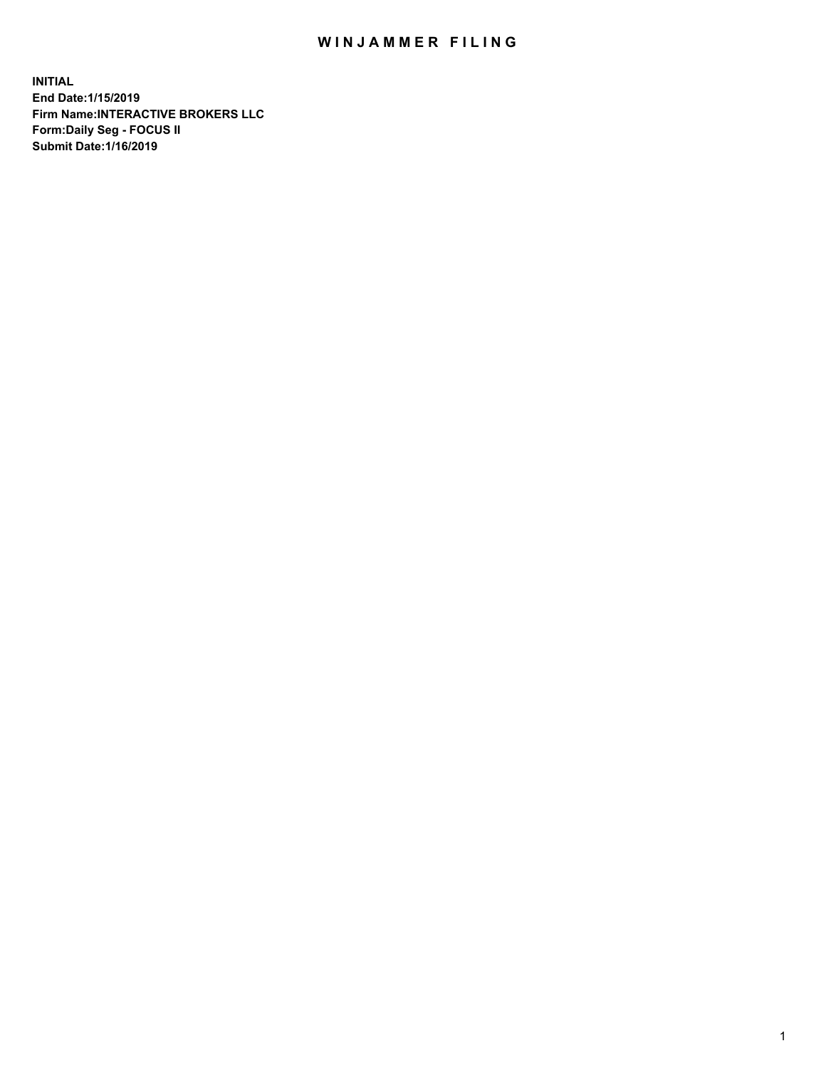# WINJAMMER FILING

**INITIAL**
**End Date:1/15/2019**
**Firm Name:INTERACTIVE BROKERS LLC**
**Form:Daily Seg - FOCUS II**
**Submit Date:1/16/2019**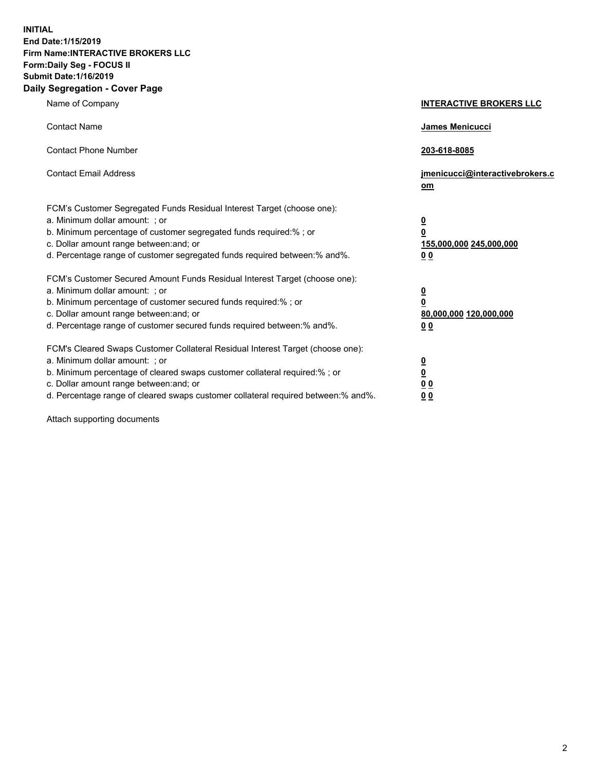**INITIAL**
**End Date:1/15/2019**
**Firm Name:INTERACTIVE BROKERS LLC**
**Form:Daily Seg - FOCUS II**
**Submit Date:1/16/2019**
**Daily Segregation - Cover Page**

| | |
|---|---|
| Name of Company | **INTERACTIVE BROKERS LLC** |
| Contact Name | **James Menicucci** |
| Contact Phone Number | **203-618-8085** |
| Contact Email Address | **jmenicucci@interactivebrokers.com** |
| FCM's Customer Segregated Funds Residual Interest Target (choose one): | |
| a. Minimum dollar amount: ; or | **0** |
| b. Minimum percentage of customer segregated funds required:% ; or | **0** |
| c. Dollar amount range between:and; or | **155,000,000 245,000,000** |
| d. Percentage range of customer segregated funds required between:% and%. | **0 0** |
| FCM's Customer Secured Amount Funds Residual Interest Target (choose one): | |
| a. Minimum dollar amount: ; or | **0** |
| b. Minimum percentage of customer secured funds required:% ; or | **0** |
| c. Dollar amount range between:and; or | **80,000,000 120,000,000** |
| d. Percentage range of customer secured funds required between:% and%. | **0 0** |
| FCM's Cleared Swaps Customer Collateral Residual Interest Target (choose one): | |
| a. Minimum dollar amount: ; or | **0** |
| b. Minimum percentage of cleared swaps customer collateral required:% ; or | **0** |
| c. Dollar amount range between:and; or | **0 0** |
| d. Percentage range of cleared swaps customer collateral required between:% and%. | **0 0** |

Attach supporting documents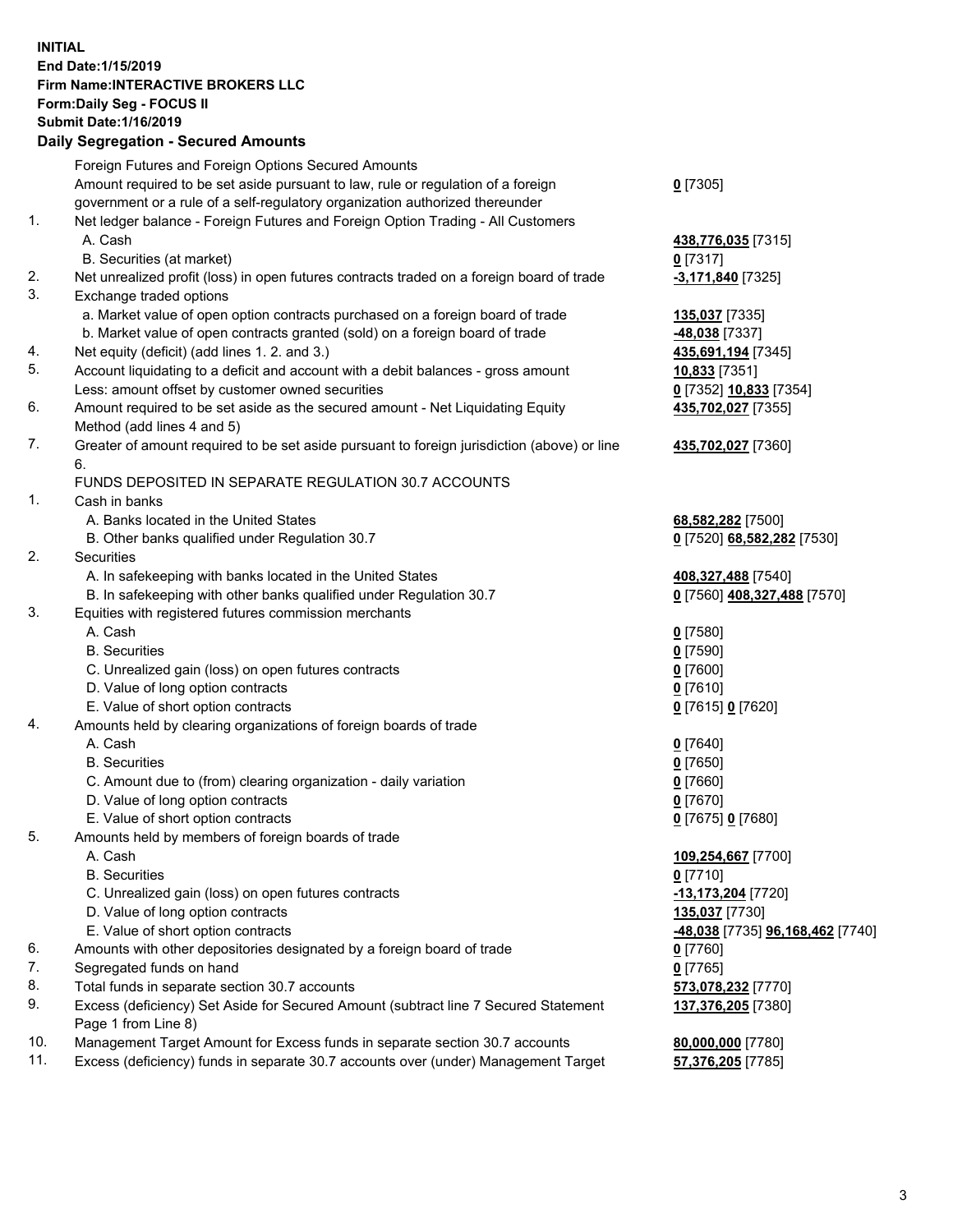**INITIAL**
**End Date:1/15/2019**
**Firm Name:INTERACTIVE BROKERS LLC**
**Form:Daily Seg - FOCUS II**
**Submit Date:1/16/2019**

**Daily Segregation - Secured Amounts**

| | | |
|---|---|---|
| | Foreign Futures and Foreign Options Secured Amounts | |
| | Amount required to be set aside pursuant to law, rule or regulation of a foreign government or a rule of a self-regulatory organization authorized thereunder | **0** [7305] |
| 1. | Net ledger balance - Foreign Futures and Foreign Option Trading - All Customers | |
| | A. Cash | **438,776,035** [7315] |
| | B. Securities (at market) | **0** [7317] |
| 2. | Net unrealized profit (loss) in open futures contracts traded on a foreign board of trade | **-3,171,840** [7325] |
| 3. | Exchange traded options | |
| | a. Market value of open option contracts purchased on a foreign board of trade | **135,037** [7335] |
| | b. Market value of open contracts granted (sold) on a foreign board of trade | **-48,038** [7337] |
| 4. | Net equity (deficit) (add lines 1. 2. and 3.) | **435,691,194** [7345] |
| 5. | Account liquidating to a deficit and account with a debit balances - gross amount | **10,833** [7351] |
| | Less: amount offset by customer owned securities | **0** [7352] **10,833** [7354] |
| 6. | Amount required to be set aside as the secured amount - Net Liquidating Equity Method (add lines 4 and 5) | **435,702,027** [7355] |
| 7. | Greater of amount required to be set aside pursuant to foreign jurisdiction (above) or line 6. | **435,702,027** [7360] |
| | FUNDS DEPOSITED IN SEPARATE REGULATION 30.7 ACCOUNTS | |
| 1. | Cash in banks | |
| | A. Banks located in the United States | **68,582,282** [7500] |
| | B. Other banks qualified under Regulation 30.7 | **0** [7520] **68,582,282** [7530] |
| 2. | Securities | |
| | A. In safekeeping with banks located in the United States | **408,327,488** [7540] |
| | B. In safekeeping with other banks qualified under Regulation 30.7 | **0** [7560] **408,327,488** [7570] |
| 3. | Equities with registered futures commission merchants | |
| | A. Cash | **0** [7580] |
| | B. Securities | **0** [7590] |
| | C. Unrealized gain (loss) on open futures contracts | **0** [7600] |
| | D. Value of long option contracts | **0** [7610] |
| | E. Value of short option contracts | **0** [7615] **0** [7620] |
| 4. | Amounts held by clearing organizations of foreign boards of trade | |
| | A. Cash | **0** [7640] |
| | B. Securities | **0** [7650] |
| | C. Amount due to (from) clearing organization - daily variation | **0** [7660] |
| | D. Value of long option contracts | **0** [7670] |
| | E. Value of short option contracts | **0** [7675] **0** [7680] |
| 5. | Amounts held by members of foreign boards of trade | |
| | A. Cash | **109,254,667** [7700] |
| | B. Securities | **0** [7710] |
| | C. Unrealized gain (loss) on open futures contracts | **-13,173,204** [7720] |
| | D. Value of long option contracts | **135,037** [7730] |
| | E. Value of short option contracts | **-48,038** [7735] **96,168,462** [7740] |
| 6. | Amounts with other depositories designated by a foreign board of trade | **0** [7760] |
| 7. | Segregated funds on hand | **0** [7765] |
| 8. | Total funds in separate section 30.7 accounts | **573,078,232** [7770] |
| 9. | Excess (deficiency) Set Aside for Secured Amount (subtract line 7 Secured Statement Page 1 from Line 8) | **137,376,205** [7380] |
| 10. | Management Target Amount for Excess funds in separate section 30.7 accounts | **80,000,000** [7780] |
| 11. | Excess (deficiency) funds in separate 30.7 accounts over (under) Management Target | **57,376,205** [7785] |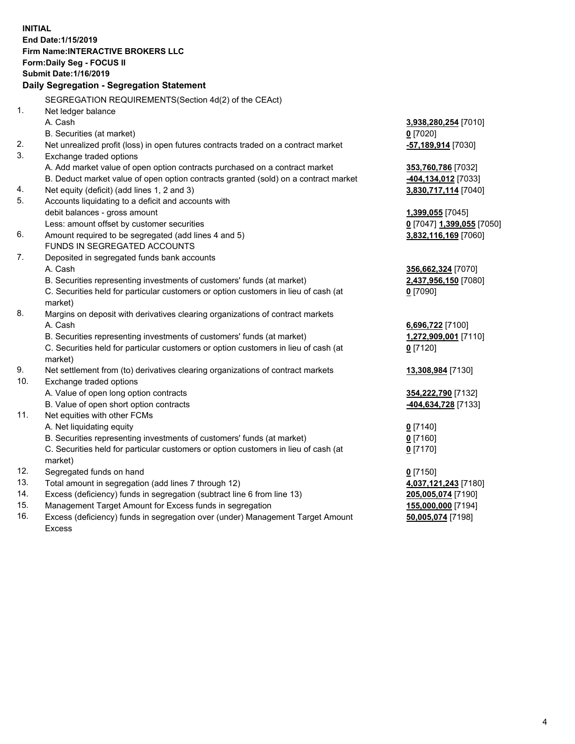**INITIAL**
**End Date:1/15/2019**
**Firm Name:INTERACTIVE BROKERS LLC**
**Form:Daily Seg - FOCUS II**
**Submit Date:1/16/2019**

## Daily Segregation - Segregation Statement

| | | |
|---|---|---|
| | SEGREGATION REQUIREMENTS(Section 4d(2) of the CEAct) | |
| 1. | Net ledger balance | |
| | A. Cash | **3,938,280,254** [7010] |
| | B. Securities (at market) | **0** [7020] |
| 2. | Net unrealized profit (loss) in open futures contracts traded on a contract market | **-57,189,914** [7030] |
| 3. | Exchange traded options | |
| | A. Add market value of open option contracts purchased on a contract market | **353,760,786** [7032] |
| | B. Deduct market value of open option contracts granted (sold) on a contract market | **-404,134,012** [7033] |
| 4. | Net equity (deficit) (add lines 1, 2 and 3) | **3,830,717,114** [7040] |
| 5. | Accounts liquidating to a deficit and accounts with | |
| | debit balances - gross amount | **1,399,055** [7045] |
| | Less: amount offset by customer securities | **0** [7047] **1,399,055** [7050] |
| 6. | Amount required to be segregated (add lines 4 and 5) | **3,832,116,169** [7060] |
| | FUNDS IN SEGREGATED ACCOUNTS | |
| 7. | Deposited in segregated funds bank accounts | |
| | A. Cash | **356,662,324** [7070] |
| | B. Securities representing investments of customers' funds (at market) | **2,437,956,150** [7080] |
| | C. Securities held for particular customers or option customers in lieu of cash (at market) | **0** [7090] |
| 8. | Margins on deposit with derivatives clearing organizations of contract markets | |
| | A. Cash | **6,696,722** [7100] |
| | B. Securities representing investments of customers' funds (at market) | **1,272,909,001** [7110] |
| | C. Securities held for particular customers or option customers in lieu of cash (at market) | **0** [7120] |
| 9. | Net settlement from (to) derivatives clearing organizations of contract markets | **13,308,984** [7130] |
| 10. | Exchange traded options | |
| | A. Value of open long option contracts | **354,222,790** [7132] |
| | B. Value of open short option contracts | **-404,634,728** [7133] |
| 11. | Net equities with other FCMs | |
| | A. Net liquidating equity | **0** [7140] |
| | B. Securities representing investments of customers' funds (at market) | **0** [7160] |
| | C. Securities held for particular customers or option customers in lieu of cash (at market) | **0** [7170] |
| 12. | Segregated funds on hand | **0** [7150] |
| 13. | Total amount in segregation (add lines 7 through 12) | **4,037,121,243** [7180] |
| 14. | Excess (deficiency) funds in segregation (subtract line 6 from line 13) | **205,005,074** [7190] |
| 15. | Management Target Amount for Excess funds in segregation | **155,000,000** [7194] |
| 16. | Excess (deficiency) funds in segregation over (under) Management Target Amount Excess | **50,005,074** [7198] |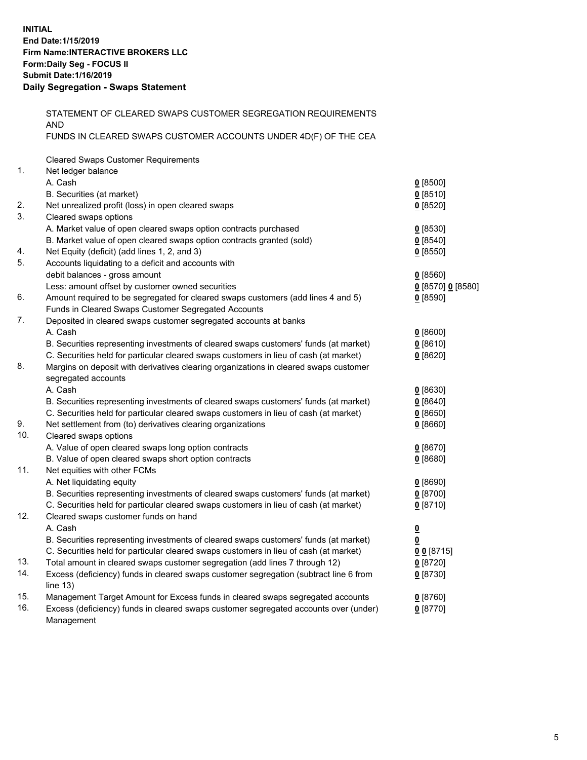**INITIAL**
**End Date:1/15/2019**
**Firm Name:INTERACTIVE BROKERS LLC**
**Form:Daily Seg - FOCUS II**
**Submit Date:1/16/2019**
**Daily Segregation - Swaps Statement**

STATEMENT OF CLEARED SWAPS CUSTOMER SEGREGATION REQUIREMENTS AND FUNDS IN CLEARED SWAPS CUSTOMER ACCOUNTS UNDER 4D(F) OF THE CEA

| | | |
|---|---|---|
| | Cleared Swaps Customer Requirements | |
| 1. | Net ledger balance | |
| | A. Cash | 0 [8500] |
| | B. Securities (at market) | 0 [8510] |
| 2. | Net unrealized profit (loss) in open cleared swaps | 0 [8520] |
| 3. | Cleared swaps options | |
| | A. Market value of open cleared swaps option contracts purchased | 0 [8530] |
| | B. Market value of open cleared swaps option contracts granted (sold) | 0 [8540] |
| 4. | Net Equity (deficit) (add lines 1, 2, and 3) | 0 [8550] |
| 5. | Accounts liquidating to a deficit and accounts with debit balances - gross amount | 0 [8560] |
| | Less: amount offset by customer owned securities | 0 [8570] 0 [8580] |
| 6. | Amount required to be segregated for cleared swaps customers (add lines 4 and 5) | 0 [8590] |
| | Funds in Cleared Swaps Customer Segregated Accounts | |
| 7. | Deposited in cleared swaps customer segregated accounts at banks | |
| | A. Cash | 0 [8600] |
| | B. Securities representing investments of cleared swaps customers' funds (at market) | 0 [8610] |
| | C. Securities held for particular cleared swaps customers in lieu of cash (at market) | 0 [8620] |
| 8. | Margins on deposit with derivatives clearing organizations in cleared swaps customer segregated accounts | |
| | A. Cash | 0 [8630] |
| | B. Securities representing investments of cleared swaps customers' funds (at market) | 0 [8640] |
| | C. Securities held for particular cleared swaps customers in lieu of cash (at market) | 0 [8650] |
| 9. | Net settlement from (to) derivatives clearing organizations | 0 [8660] |
| 10. | Cleared swaps options | |
| | A. Value of open cleared swaps long option contracts | 0 [8670] |
| | B. Value of open cleared swaps short option contracts | 0 [8680] |
| 11. | Net equities with other FCMs | |
| | A. Net liquidating equity | 0 [8690] |
| | B. Securities representing investments of cleared swaps customers' funds (at market) | 0 [8700] |
| | C. Securities held for particular cleared swaps customers in lieu of cash (at market) | 0 [8710] |
| 12. | Cleared swaps customer funds on hand | |
| | A. Cash | 0 |
| | B. Securities representing investments of cleared swaps customers' funds (at market) | 0 |
| | C. Securities held for particular cleared swaps customers in lieu of cash (at market) | 0 0 [8715] |
| 13. | Total amount in cleared swaps customer segregation (add lines 7 through 12) | 0 [8720] |
| 14. | Excess (deficiency) funds in cleared swaps customer segregation (subtract line 6 from line 13) | 0 [8730] |
| 15. | Management Target Amount for Excess funds in cleared swaps segregated accounts | 0 [8760] |
| 16. | Excess (deficiency) funds in cleared swaps customer segregated accounts over (under) Management | 0 [8770] |